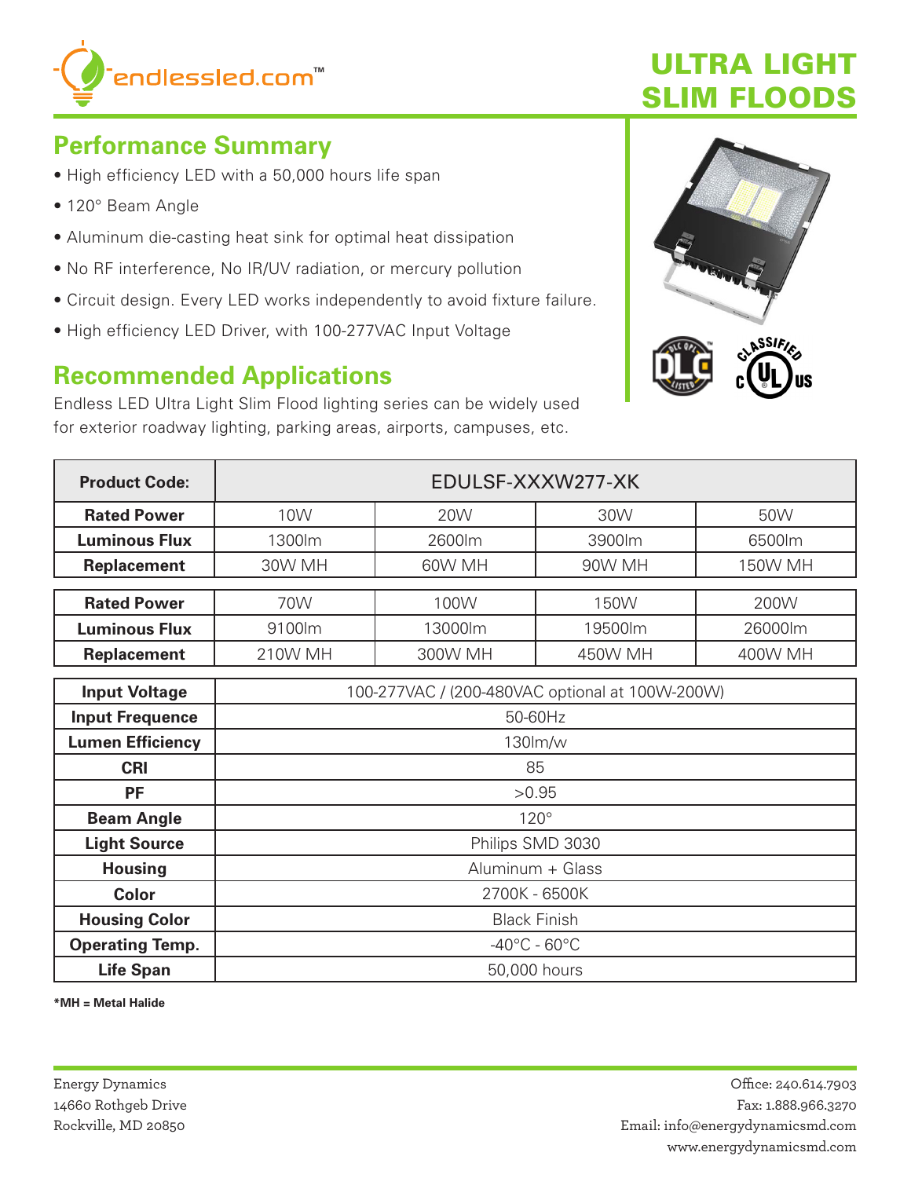endlessled.com™

# ULTRA LIGHT SLIM FLOODS

## Performance Summary

- High efficiency LED with a 50,000 hours life span
- 120° Beam Angle
- Aluminum die-casting heat sink for optimal heat dissipation
- No RF interference, No IR/UV radiation, or mercury pollution
- Circuit design. Every LED works independently to avoid fixture failure.
- High efficiency LED Driver, with 100-277VAC Input Voltage

## Recommended Applications

Endless LED Ultra Light Slim Flood lighting series can be widely used for exterior roadway lighting, parking areas, airports, campuses, etc.

| **Product Code:** | EDULSF-XXXW277-XK | | | |
|---|---|---|---|---|
| **Rated Power** | 10W | 20W | 30W | 50W |
| **Luminous Flux** | 1300lm | 2600lm | 3900lm | 6500lm |
| **Replacement** | 30W MH | 60W MH | 90W MH | 150W MH |
| **Rated Power** | 70W | 100W | 150W | 200W |
| **Luminous Flux** | 9100lm | 13000lm | 19500lm | 26000lm |
| **Replacement** | 210W MH | 300W MH | 450W MH | 400W MH |

| **Input Voltage** | 100-277VAC / (200-480VAC optional at 100W-200W) |
|---|---|
| **Input Frequence** | 50-60Hz |
| **Lumen Efficiency** | 130lm/w |
| **CRI** | 85 |
| **PF** | >0.95 |
| **Beam Angle** | 120° |
| **Light Source** | Philips SMD 3030 |
| **Housing** | Aluminum + Glass |
| **Color** | 2700K - 6500K |
| **Housing Color** | Black Finish |
| **Operating Temp.** | -40°C - 60°C |
| **Life Span** | 50,000 hours |

**\*MH = Metal Halide**

Energy Dynamics
14660 Rothgeb Drive
Rockville, MD 20850

Office: 240.614.7903
Fax: 1.888.966.3270
Email: info@energydynamicsmd.com
www.energydynamicsmd.com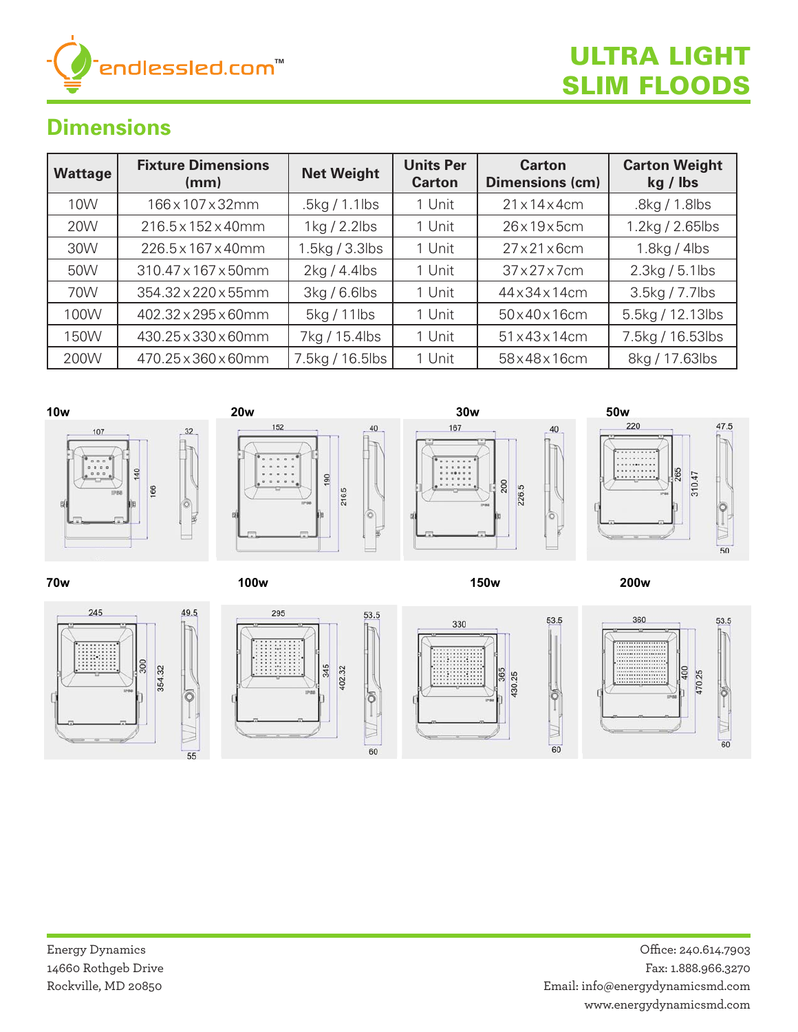# ULTRA LIGHT SLIM FLOODS

## Dimensions

| Wattage | Fixture Dimensions (mm) | Net Weight | Units Per Carton | Carton Dimensions (cm) | Carton Weight kg / lbs |
|---|---|---|---|---|---|
| 10W | 166 x 107 x 32mm | .5kg / 1.1lbs | 1 Unit | 21 x 14 x 4cm | .8kg / 1.8lbs |
| 20W | 216.5 x 152 x 40mm | 1kg / 2.2lbs | 1 Unit | 26 x 19 x 5cm | 1.2kg / 2.65lbs |
| 30W | 226.5 x 167 x 40mm | 1.5kg / 3.3lbs | 1 Unit | 27 x 21 x 6cm | 1.8kg / 4lbs |
| 50W | 310.47 x 167 x 50mm | 2kg / 4.4lbs | 1 Unit | 37 x 27 x 7cm | 2.3kg / 5.1lbs |
| 70W | 354.32 x 220 x 55mm | 3kg / 6.6lbs | 1 Unit | 44 x 34 x 14cm | 3.5kg / 7.7lbs |
| 100W | 402.32 x 295 x 60mm | 5kg / 11lbs | 1 Unit | 50 x 40 x 16cm | 5.5kg / 12.13lbs |
| 150W | 430.25 x 330 x 60mm | 7kg / 15.4lbs | 1 Unit | 51 x 43 x 14cm | 7.5kg / 16.53lbs |
| 200W | 470.25 x 360 x 60mm | 7.5kg / 16.5lbs | 1 Unit | 58 x 48 x 16cm | 8kg / 17.63lbs |

10w

20w

30w

50w

70w

100w

150w

200w

Energy Dynamics
14660 Rothgeb Drive
Rockville, MD 20850

Office: 240.614.7903
Fax: 1.888.966.3270
Email: info@energydynamicsmd.com
www.energydynamicsmd.com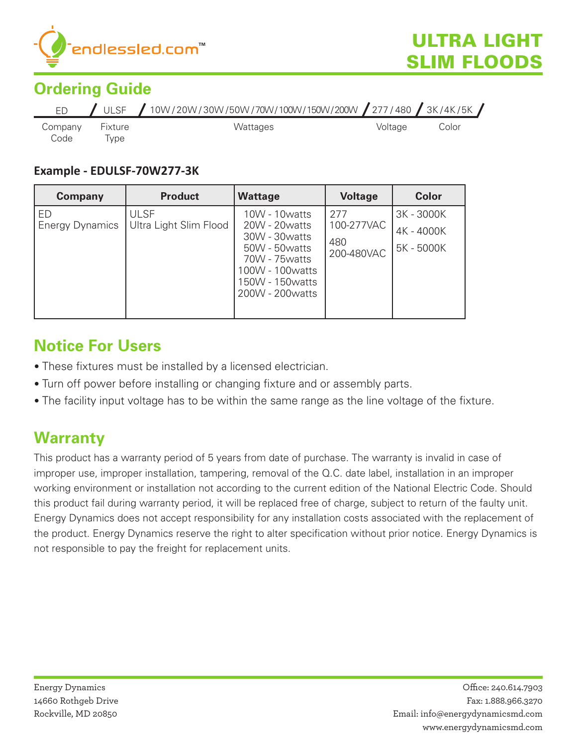endlessled.com™

# ULTRA LIGHT SLIM FLOODS

## Ordering Guide

| ED | ULSF | 10W / 20W / 30W / 50W / 70W / 100W / 150W / 200W | 277 / 480 | 3K / 4K / 5K |
|---|---|---|---|---|
| Company Code | Fixture Type | Wattages | Voltage | Color |

**Example - EDULSF-70W277-3K**

| Company | Product | Wattage | Voltage | Color |
|---|---|---|---|---|
| ED<br>Energy Dynamics | ULSF<br>Ultra Light Slim Flood | 10W - 10watts<br>20W - 20watts<br>30W - 30watts<br>50W - 50watts<br>70W - 75watts<br>100W - 100watts<br>150W - 150watts<br>200W - 200watts | 277<br>100-277VAC<br>480<br>200-480VAC | 3K - 3000K<br>4K - 4000K<br>5K - 5000K |

## Notice For Users

- These fixtures must be installed by a licensed electrician.
- Turn off power before installing or changing fixture and or assembly parts.
- The facility input voltage has to be within the same range as the line voltage of the fixture.

## Warranty

This product has a warranty period of 5 years from date of purchase. The warranty is invalid in case of improper use, improper installation, tampering, removal of the Q.C. date label, installation in an improper working environment or installation not according to the current edition of the National Electric Code. Should this product fail during warranty period, it will be replaced free of charge, subject to return of the faulty unit. Energy Dynamics does not accept responsibility for any installation costs associated with the replacement of the product. Energy Dynamics reserve the right to alter specification without prior notice. Energy Dynamics is not responsible to pay the freight for replacement units.

Energy Dynamics
14660 Rothgeb Drive
Rockville, MD 20850

Office: 240.614.7903
Fax: 1.888.966.3270
Email: info@energydynamicsmd.com
www.energydynamicsmd.com